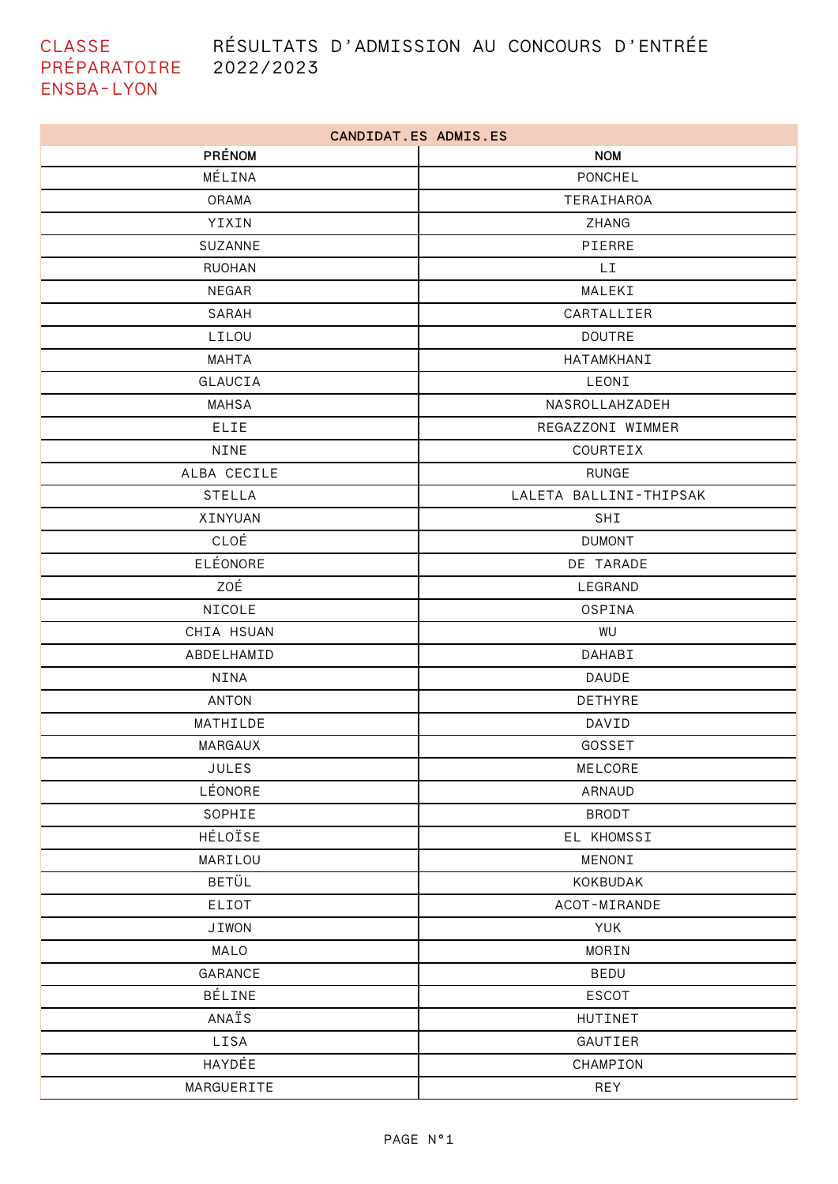CLASSE PRÉPARATOIRE ENSBA-LYON

# RÉSULTATS D'ADMISSION AU CONCOURS D'ENTRÉE 2022/2023

| CANDIDAT.ES ADMIS.ES | |
|---|---|
| **PRÉNOM** | **NOM** |
| MÉLINA | PONCHEL |
| ORAMA | TERAIHAROA |
| YIXIN | ZHANG |
| SUZANNE | PIERRE |
| RUOHAN | LI |
| NEGAR | MALEKI |
| SARAH | CARTALLIER |
| LILOU | DOUTRE |
| MAHTA | HATAMKHANI |
| GLAUCIA | LEONI |
| MAHSA | NASROLLAHZADEH |
| ELIE | REGAZZONI WIMMER |
| NINE | COURTEIX |
| ALBA CECILE | RUNGE |
| STELLA | LALETA BALLINI-THIPSAK |
| XINYUAN | SHI |
| CLOÉ | DUMONT |
| ELÉONORE | DE TARADE |
| ZOÉ | LEGRAND |
| NICOLE | OSPINA |
| CHIA HSUAN | WU |
| ABDELHAMID | DAHABI |
| NINA | DAUDE |
| ANTON | DETHYRE |
| MATHILDE | DAVID |
| MARGAUX | GOSSET |
| JULES | MELCORE |
| LÉONORE | ARNAUD |
| SOPHIE | BRODT |
| HÉLOÏSE | EL KHOMSSI |
| MARILOU | MENONI |
| BETÜL | KOKBUDAK |
| ELIOT | ACOT-MIRANDE |
| JIWON | YUK |
| MALO | MORIN |
| GARANCE | BEDU |
| BÉLINE | ESCOT |
| ANAÏS | HUTINET |
| LISA | GAUTIER |
| HAYDÉE | CHAMPION |
| MARGUERITE | REY |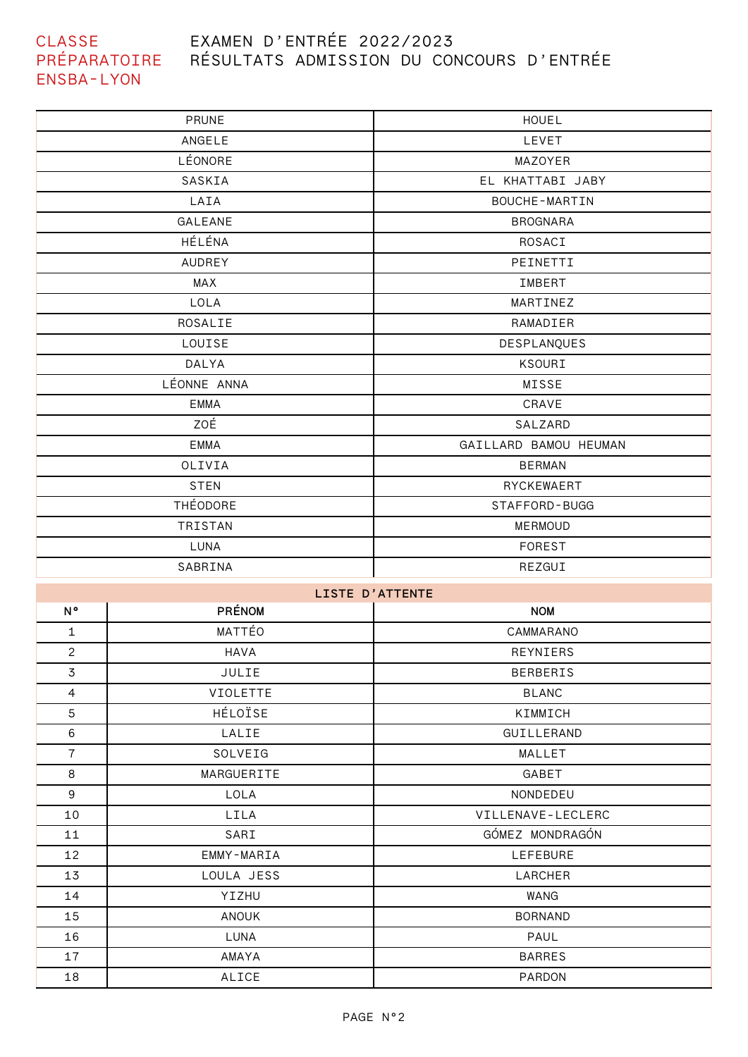CLASSE PRÉPARATOIRE ENSBA-LYON

EXAMEN D'ENTRÉE 2022/2023
RÉSULTATS ADMISSION DU CONCOURS D'ENTRÉE

| | |
|---|---|
| PRUNE | HOUEL |
| ANGELE | LEVET |
| LÉONORE | MAZOYER |
| SASKIA | EL KHATTABI JABY |
| LAIA | BOUCHE-MARTIN |
| GALEANE | BROGNARA |
| HÉLÉNA | ROSACI |
| AUDREY | PEINETTI |
| MAX | IMBERT |
| LOLA | MARTINEZ |
| ROSALIE | RAMADIER |
| LOUISE | DESPLANQUES |
| DALYA | KSOURI |
| LÉONNE ANNA | MISSE |
| EMMA | CRAVE |
| ZOÉ | SALZARD |
| EMMA | GAILLARD BAMOU HEUMAN |
| OLIVIA | BERMAN |
| STEN | RYCKEWAERT |
| THÉODORE | STAFFORD-BUGG |
| TRISTAN | MERMOUD |
| LUNA | FOREST |
| SABRINA | REZGUI |

**LISTE D'ATTENTE**

| N° | PRÉNOM | NOM |
|---|---|---|
| 1 | MATTÉO | CAMMARANO |
| 2 | HAVA | REYNIERS |
| 3 | JULIE | BERBERIS |
| 4 | VIOLETTE | BLANC |
| 5 | HÉLOÏSE | KIMMICH |
| 6 | LALIE | GUILLERAND |
| 7 | SOLVEIG | MALLET |
| 8 | MARGUERITE | GABET |
| 9 | LOLA | NONDEDEU |
| 10 | LILA | VILLENAVE-LECLERC |
| 11 | SARI | GÓMEZ MONDRAGÓN |
| 12 | EMMY-MARIA | LEFEBURE |
| 13 | LOULA JESS | LARCHER |
| 14 | YIZHU | WANG |
| 15 | ANOUK | BORNAND |
| 16 | LUNA | PAUL |
| 17 | AMAYA | BARRES |
| 18 | ALICE | PARDON |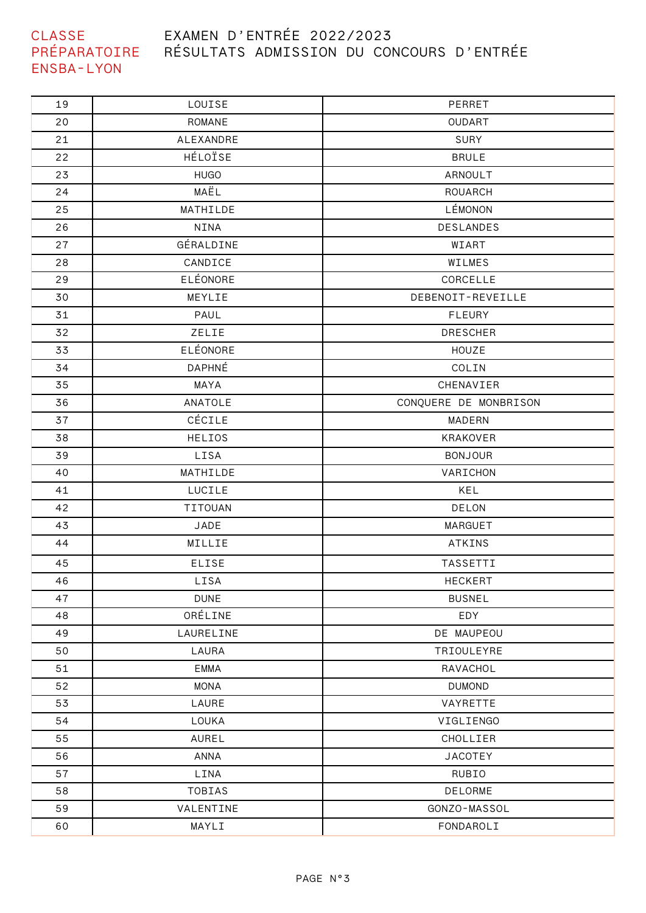CLASSE PRÉPARATOIRE ENSBA-LYON

# EXAMEN D'ENTRÉE 2022/2023
## RÉSULTATS ADMISSION DU CONCOURS D'ENTRÉE

| | | |
|---|---|---|
| 19 | LOUISE | PERRET |
| 20 | ROMANE | OUDART |
| 21 | ALEXANDRE | SURY |
| 22 | HÉLOÏSE | BRULE |
| 23 | HUGO | ARNOULT |
| 24 | MAËL | ROUARCH |
| 25 | MATHILDE | LÉMONON |
| 26 | NINA | DESLANDES |
| 27 | GÉRALDINE | WIART |
| 28 | CANDICE | WILMES |
| 29 | ELÉONORE | CORCELLE |
| 30 | MEYLIE | DEBENOIT-REVEILLE |
| 31 | PAUL | FLEURY |
| 32 | ZELIE | DRESCHER |
| 33 | ELÉONORE | HOUZE |
| 34 | DAPHNÉ | COLIN |
| 35 | MAYA | CHENAVIER |
| 36 | ANATOLE | CONQUERE DE MONBRISON |
| 37 | CÉCILE | MADERN |
| 38 | HELIOS | KRAKOVER |
| 39 | LISA | BONJOUR |
| 40 | MATHILDE | VARICHON |
| 41 | LUCILE | KEL |
| 42 | TITOUAN | DELON |
| 43 | JADE | MARGUET |
| 44 | MILLIE | ATKINS |
| 45 | ELISE | TASSETTI |
| 46 | LISA | HECKERT |
| 47 | DUNE | BUSNEL |
| 48 | ORÉLINE | EDY |
| 49 | LAURELINE | DE MAUPEOU |
| 50 | LAURA | TRIOULEYRE |
| 51 | EMMA | RAVACHOL |
| 52 | MONA | DUMOND |
| 53 | LAURE | VAYRETTE |
| 54 | LOUKA | VIGLIENGO |
| 55 | AUREL | CHOLLIER |
| 56 | ANNA | JACOTEY |
| 57 | LINA | RUBIO |
| 58 | TOBIAS | DELORME |
| 59 | VALENTINE | GONZO-MASSOL |
| 60 | MAYLI | FONDAROLI |